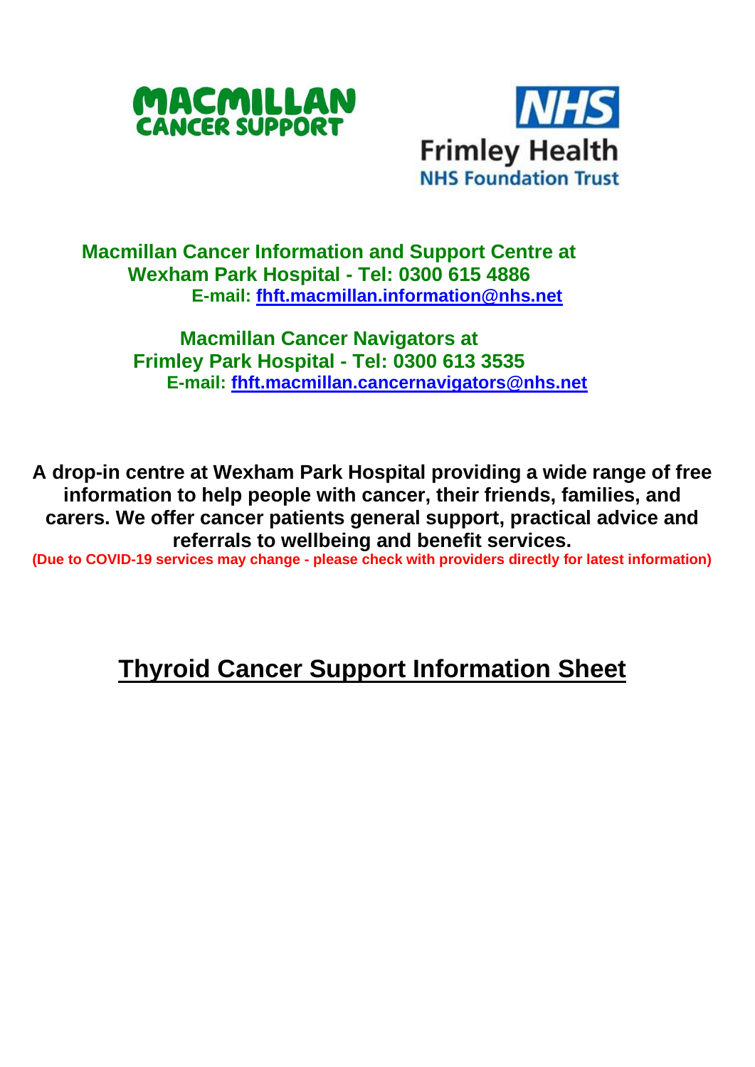MACMILLAN CANCER SUPPORT

NHS Frimley Health NHS Foundation Trust

**Macmillan Cancer Information and Support Centre at Wexham Park Hospital - Tel: 0300 615 4886**
**E-mail: fhft.macmillan.information@nhs.net**

**Macmillan Cancer Navigators at Frimley Park Hospital - Tel: 0300 613 3535**
**E-mail: fhft.macmillan.cancernavigators@nhs.net**

**A drop-in centre at Wexham Park Hospital providing a wide range of free information to help people with cancer, their friends, families, and carers. We offer cancer patients general support, practical advice and referrals to wellbeing and benefit services.**
**(Due to COVID-19 services may change - please check with providers directly for latest information)**

# Thyroid Cancer Support Information Sheet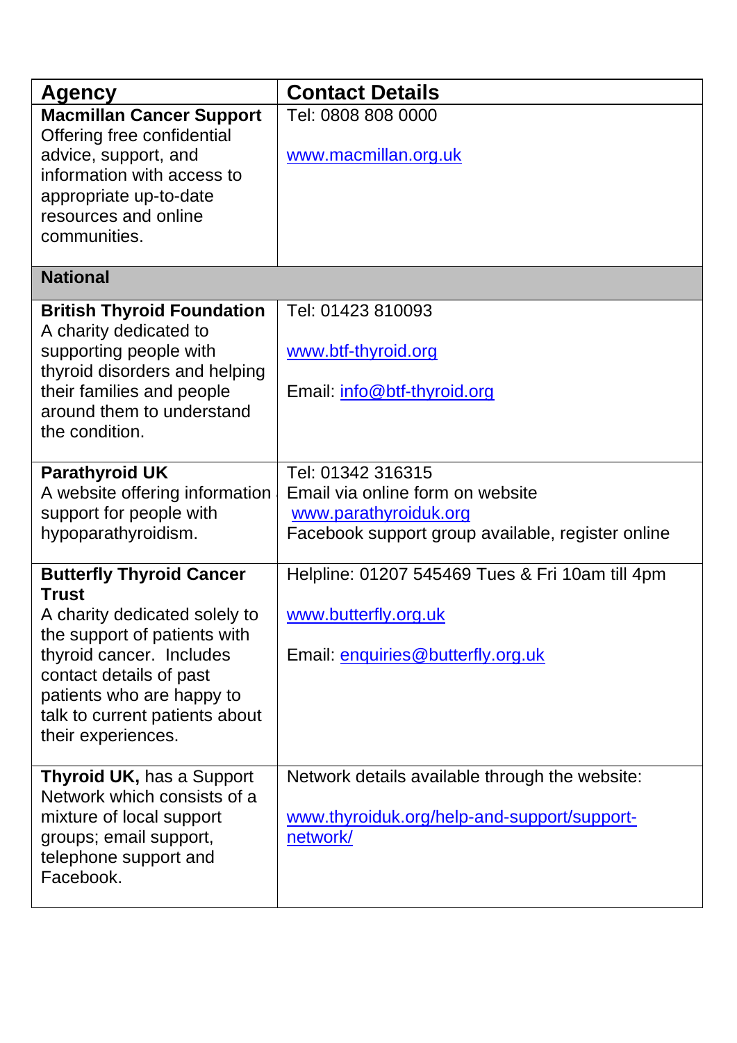| Agency | Contact Details |
| --- | --- |
| **Macmillan Cancer Support** Offering free confidential advice, support, and information with access to appropriate up-to-date resources and online communities. | Tel: 0808 808 0000<br><br>www.macmillan.org.uk |
| **National** | |
| **British Thyroid Foundation** A charity dedicated to supporting people with thyroid disorders and helping their families and people around them to understand the condition. | Tel: 01423 810093<br><br>www.btf-thyroid.org<br><br>Email: info@btf-thyroid.org |
| **Parathyroid UK** A website offering information support for people with hypoparathyroidism. | Tel: 01342 316315<br>Email via online form on website<br>www.parathyroiduk.org<br>Facebook support group available, register online |
| **Butterfly Thyroid Cancer Trust** A charity dedicated solely to the support of patients with thyroid cancer. Includes contact details of past patients who are happy to talk to current patients about their experiences. | Helpline: 01207 545469 Tues & Fri 10am till 4pm<br><br>www.butterfly.org.uk<br><br>Email: enquiries@butterfly.org.uk |
| **Thyroid UK,** has a Support Network which consists of a mixture of local support groups; email support, telephone support and Facebook. | Network details available through the website:<br><br>www.thyroiduk.org/help-and-support/support-network/ |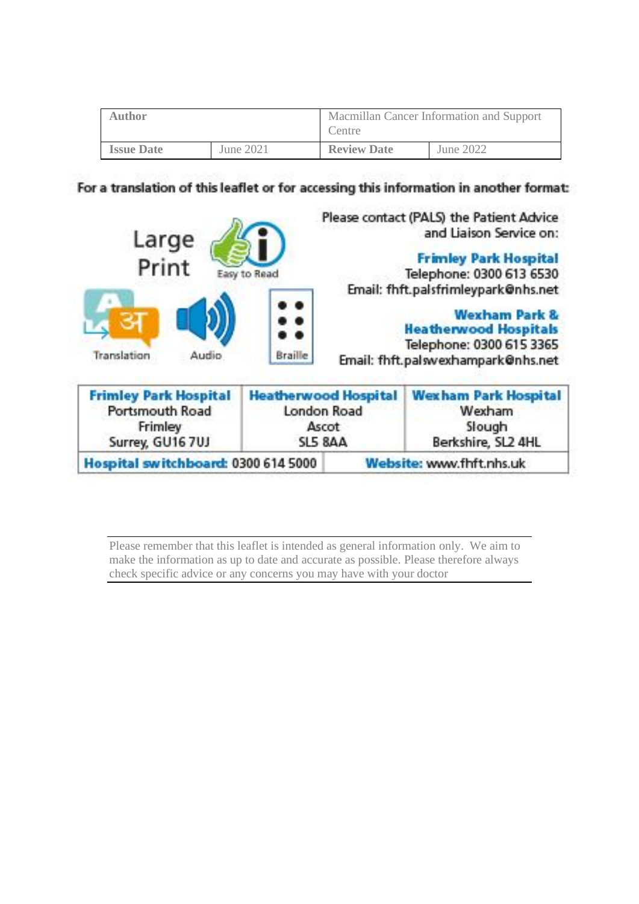| | | | |
|---|---|---|---|
| **Author** | | Macmillan Cancer Information and Support Centre | |
| **Issue Date** | June 2021 | **Review Date** | June 2022 |

**For a translation of this leaflet or for accessing this information in another format:**

Large Print

Easy to Read

Translation

Audio

Braille

Please contact (PALS) the Patient Advice and Liaison Service on:

**Frimley Park Hospital**
Telephone: 0300 613 6530
Email: fhft.palsfrimleypark@nhs.net

**Wexham Park & Heatherwood Hospitals**
Telephone: 0300 615 3365
Email: fhft.palswexhampark@nhs.net

| **Frimley Park Hospital** | **Heatherwood Hospital** | **Wexham Park Hospital** |
|---|---|---|
| Portsmouth Road<br>Frimley<br>Surrey, GU16 7UJ | London Road<br>Ascot<br>SL5 8AA | Wexham<br>Slough<br>Berkshire, SL2 4HL |
| **Hospital switchboard:** 0300 614 5000 | **Website:** www.fhft.nhs.uk | |

Please remember that this leaflet is intended as general information only. We aim to make the information as up to date and accurate as possible. Please therefore always check specific advice or any concerns you may have with your doctor